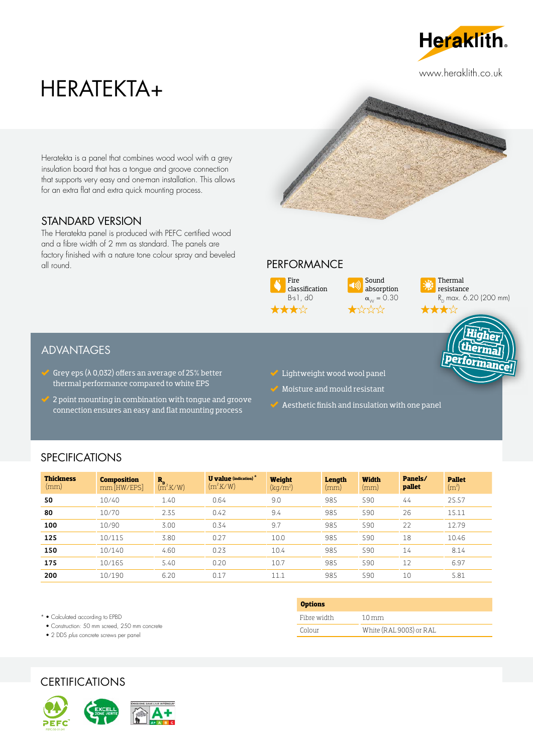Heraklith

www.heraklith.co.uk

# HERATEKTA+

Heratekta is a panel that combines wood wool with a grey insulation board that has a tongue and groove connection that supports very easy and one-man installation. This allows for an extra flat and extra quick mounting process.

## STANDARD VERSION

The Heratekta panel is produced with PEFC certified wood and a fibre width of 2 mm as standard. The panels are factory finished with a nature tone colour spray and beveled all round.

## PERFORMANCE

| Fire classification | Sound absorption | Thermal resistance |
|---|---|---|
| B-s1, d0 | $\alpha_w$ = 0.30 | $R_D$ max. 6.20 (200 mm) |
| ★★★☆ | ★☆☆☆ | ★★★☆ |

Higher thermal performance!

## ADVANTAGES

- Grey eps (λ 0,032) offers an average of 25% better thermal performance compared to white EPS
- 2 point mounting in combination with tongue and groove connection ensures an easy and flat mounting process
- Lightweight wood wool panel
- Moisture and mould resistant
- Aesthetic finish and insulation with one panel

## SPECIFICATIONS

| **Thickness** (mm) | **Composition** mm [HW/EPS] | $R_D$ ($m^2K/W$) | **U value** (indication) * ($m^2K/W$) | **Weight** ($kg/m^2$) | **Length** (mm) | **Width** (mm) | **Panels/ pallet** | **Pallet** ($m^2$) |
|---|---|---|---|---|---|---|---|---|
| **50** | 10/40 | 1.40 | 0.64 | 9.0 | 985 | 590 | 44 | 25.57 |
| **80** | 10/70 | 2.35 | 0.42 | 9.4 | 985 | 590 | 26 | 15.11 |
| **100** | 10/90 | 3.00 | 0.34 | 9.7 | 985 | 590 | 22 | 12.79 |
| **125** | 10/115 | 3.80 | 0.27 | 10.0 | 985 | 590 | 18 | 10.46 |
| **150** | 10/140 | 4.60 | 0.23 | 10.4 | 985 | 590 | 14 | 8.14 |
| **175** | 10/165 | 5.40 | 0.20 | 10.7 | 985 | 590 | 12 | 6.97 |
| **200** | 10/190 | 6.20 | 0.17 | 11.1 | 985 | 590 | 10 | 5.81 |

\* • Calculated according to EPBD
• Construction: 50 mm screed, 250 mm concrete
• 2 DDS *plus* concrete screws per panel

| **Options** | |
|---|---|
| Fibre width | 10 mm |
| Colour | White (RAL 9003) or RAL |

## CERTIFICATIONS

PEFC · EXCELL ZONE VERTE · Émissions dans l'air intérieur A+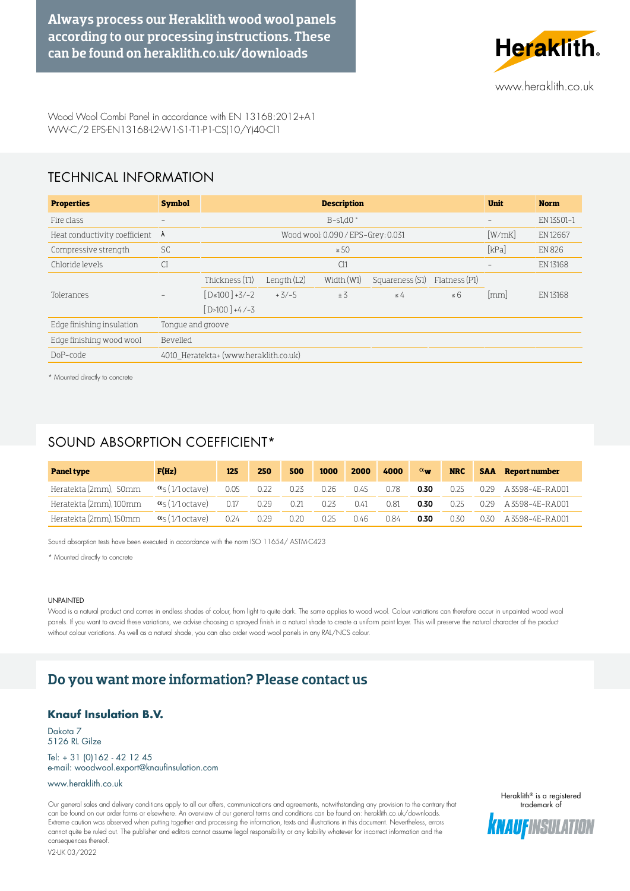**Always process our Heraklith wood wool panels according to our processing instructions. These can be found on heraklith.co.uk/downloads**

Heraklith

www.heraklith.co.uk

Wood Wool Combi Panel in accordance with EN 13168:2012+A1
WW-C/2 EPS-EN13168-L2-W1-S1-T1-P1-CS(10/Y)40-Cl1

## TECHNICAL INFORMATION

| Properties | Symbol | Description | | | | | Unit | Norm |
|---|---|---|---|---|---|---|---|---|
| Fire class | – | B-s1,d0 * | | | | | – | EN 13501-1 |
| Heat conductivity coefficient | λ | Wood wool: 0.090 / EPS-Grey: 0.031 | | | | | [W/mK] | EN 12667 |
| Compressive strength | SC | ≥ 50 | | | | | [kPa] | EN 826 |
| Chloride levels | Cl | Cl1 | | | | | – | EN 13168 |
| Tolerances | – | Thickness (T1) | Length (L2) | Width (W1) | Squareness (S1) | Flatness (P1) | [mm] | EN 13168 |
| | | [D≤100] +3/-2 | + 3/-5 | ± 3 | ≤ 4 | ≤ 6 | | |
| | | [D>100] +4/-3 | | | | | | |
| Edge finishing insulation | Tongue and groove | | | | | | | |
| Edge finishing wood wool | Bevelled | | | | | | | |
| DoP-code | 4010_Heratekta+ (www.heraklith.co.uk) | | | | | | | |

\* Mounted directly to concrete

## SOUND ABSORPTION COEFFICIENT*

| Panel type | F(Hz) | 125 | 250 | 500 | 1000 | 2000 | 4000 | $\alpha_w$ | NRC | SAA | Report number |
|---|---|---|---|---|---|---|---|---|---|---|---|
| Heratekta (2mm), 50mm | $\alpha_s$ (1/1 octave) | 0.05 | 0.22 | 0.23 | 0.26 | 0.45 | 0.78 | **0.30** | 0.25 | 0.29 | A 3598-4E-RA001 |
| Heratekta (2mm), 100mm | $\alpha_s$ (1/1 octave) | 0.17 | 0.29 | 0.21 | 0.23 | 0.41 | 0.81 | **0.30** | 0.25 | 0.29 | A 3598-4E-RA001 |
| Heratekta (2mm), 150mm | $\alpha_s$ (1/1 octave) | 0.24 | 0.29 | 0.20 | 0.25 | 0.46 | 0.84 | **0.30** | 0.30 | 0.30 | A 3598-4E-RA001 |

Sound absorption tests have been executed in accordance with the norm ISO 11654/ ASTM-C423

\* Mounted directly to concrete

UNPAINTED

Wood is a natural product and comes in endless shades of colour, from light to quite dark. The same applies to wood wool. Colour variations can therefore occur in unpainted wood wool panels. If you want to avoid these variations, we advise choosing a sprayed finish in a natural shade to create a uniform paint layer. This will preserve the natural character of the product without colour variations. As well as a natural shade, you can also order wood wool panels in any RAL/NCS colour.

## Do you want more information? Please contact us

### Knauf Insulation B.V.

Dakota 7
5126 RL Gilze

Tel: + 31 (0)162 - 42 12 45
e-mail: woodwool.export@knaufinsulation.com

www.heraklith.co.uk

Our general sales and delivery conditions apply to all our offers, communications and agreements, notwithstanding any provision to the contrary that can be found on our order forms or elsewhere. An overview of our general terms and conditions can be found on: heraklith.co.uk/downloads. Extreme caution was observed when putting together and processing the information, texts and illustrations in this document. Nevertheless, errors cannot quite be ruled out. The publisher and editors cannot assume legal responsibility or any liability whatever for incorrect information and the consequences thereof.

V2-UK 03/2022

Heraklith® is a registered trademark of

KNAUF INSULATION